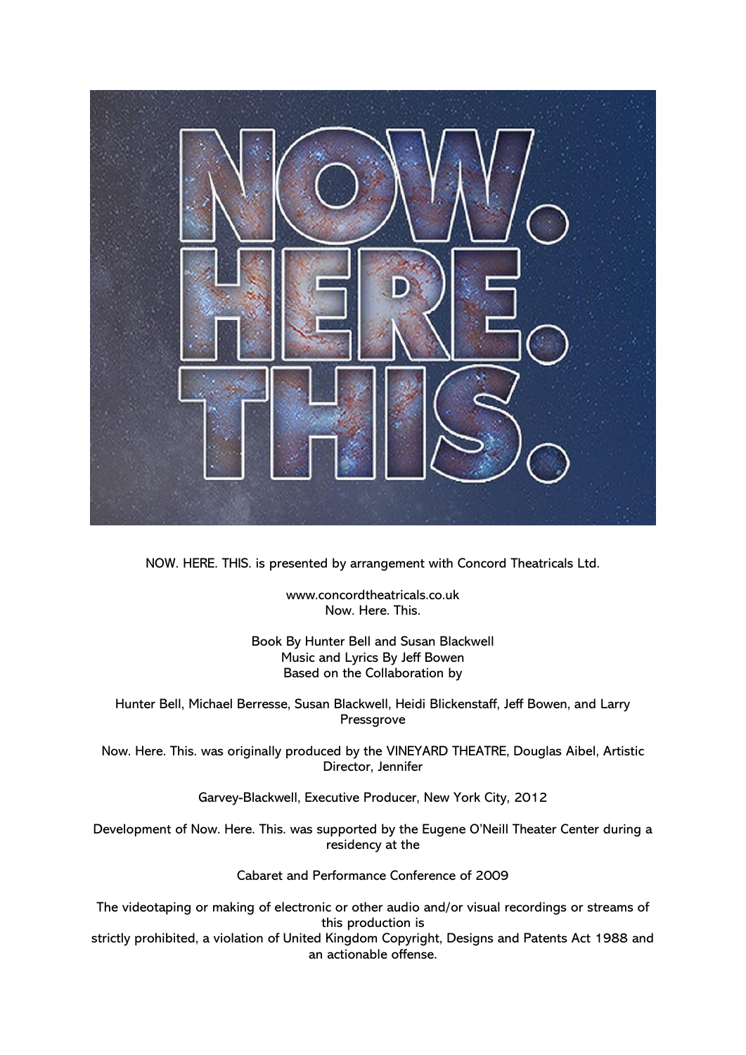# NOW. HERE. THIS.

NOW. HERE. THIS. is presented by arrangement with Concord Theatricals Ltd.

www.concordtheatricals.co.uk
Now. Here. This.

Book By Hunter Bell and Susan Blackwell
Music and Lyrics By Jeff Bowen
Based on the Collaboration by

Hunter Bell, Michael Berresse, Susan Blackwell, Heidi Blickenstaff, Jeff Bowen, and Larry Pressgrove

Now. Here. This. was originally produced by the VINEYARD THEATRE, Douglas Aibel, Artistic Director, Jennifer

Garvey-Blackwell, Executive Producer, New York City, 2012

Development of Now. Here. This. was supported by the Eugene O'Neill Theater Center during a residency at the

Cabaret and Performance Conference of 2009

The videotaping or making of electronic or other audio and/or visual recordings or streams of this production is
strictly prohibited, a violation of United Kingdom Copyright, Designs and Patents Act 1988 and an actionable offense.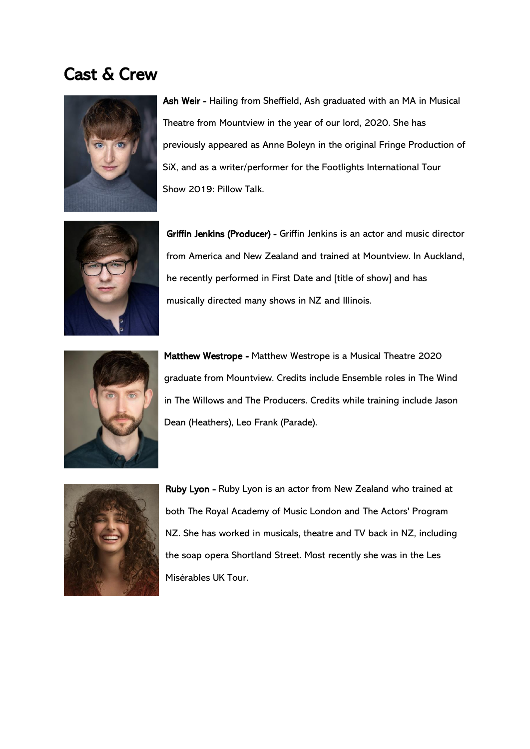# Cast & Crew

**Ash Weir -** Hailing from Sheffield, Ash graduated with an MA in Musical Theatre from Mountview in the year of our lord, 2020. She has previously appeared as Anne Boleyn in the original Fringe Production of SiX, and as a writer/performer for the Footlights International Tour Show 2019: Pillow Talk.

**Griffin Jenkins (Producer) -** Griffin Jenkins is an actor and music director from America and New Zealand and trained at Mountview. In Auckland, he recently performed in First Date and [title of show] and has musically directed many shows in NZ and Illinois.

**Matthew Westrope -** Matthew Westrope is a Musical Theatre 2020 graduate from Mountview. Credits include Ensemble roles in The Wind in The Willows and The Producers. Credits while training include Jason Dean (Heathers), Leo Frank (Parade).

**Ruby Lyon -** Ruby Lyon is an actor from New Zealand who trained at both The Royal Academy of Music London and The Actors' Program NZ. She has worked in musicals, theatre and TV back in NZ, including the soap opera Shortland Street. Most recently she was in the Les Misérables UK Tour.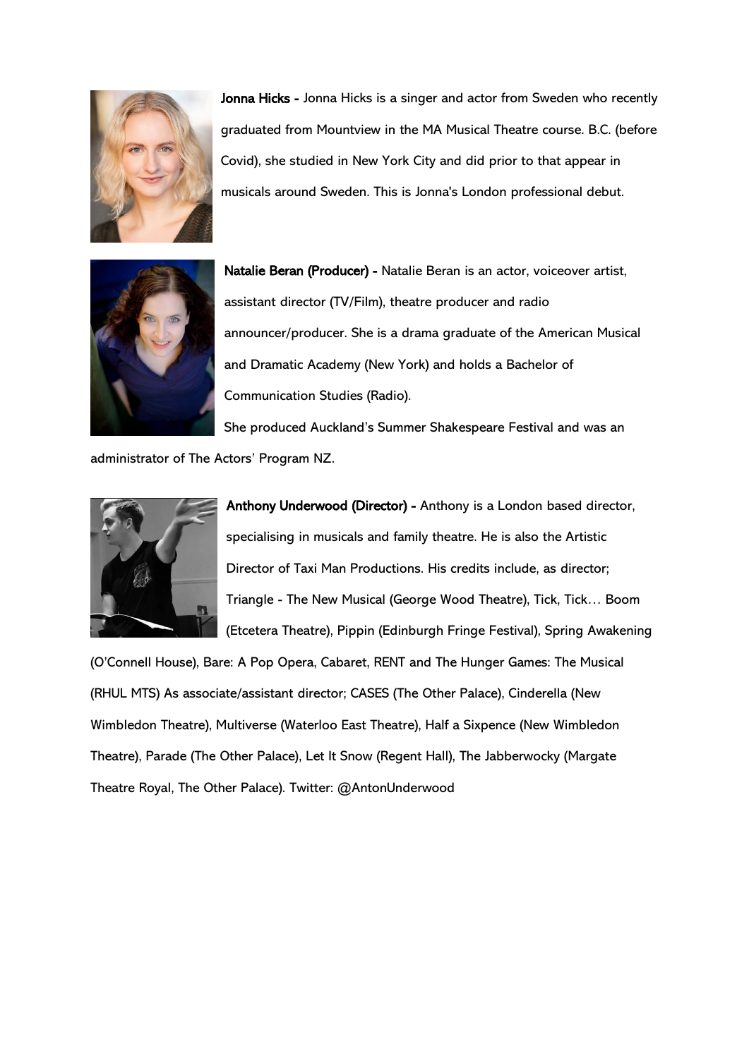**Jonna Hicks -** Jonna Hicks is a singer and actor from Sweden who recently graduated from Mountview in the MA Musical Theatre course. B.C. (before Covid), she studied in New York City and did prior to that appear in musicals around Sweden. This is Jonna's London professional debut.

**Natalie Beran (Producer) -** Natalie Beran is an actor, voiceover artist, assistant director (TV/Film), theatre producer and radio announcer/producer. She is a drama graduate of the American Musical and Dramatic Academy (New York) and holds a Bachelor of Communication Studies (Radio).

She produced Auckland's Summer Shakespeare Festival and was an administrator of The Actors' Program NZ.

**Anthony Underwood (Director) -** Anthony is a London based director, specialising in musicals and family theatre. He is also the Artistic Director of Taxi Man Productions. His credits include, as director; Triangle - The New Musical (George Wood Theatre), Tick, Tick… Boom (Etcetera Theatre), Pippin (Edinburgh Fringe Festival), Spring Awakening (O'Connell House), Bare: A Pop Opera, Cabaret, RENT and The Hunger Games: The Musical (RHUL MTS) As associate/assistant director; CASES (The Other Palace), Cinderella (New Wimbledon Theatre), Multiverse (Waterloo East Theatre), Half a Sixpence (New Wimbledon Theatre), Parade (The Other Palace), Let It Snow (Regent Hall), The Jabberwocky (Margate Theatre Royal, The Other Palace). Twitter: @AntonUnderwood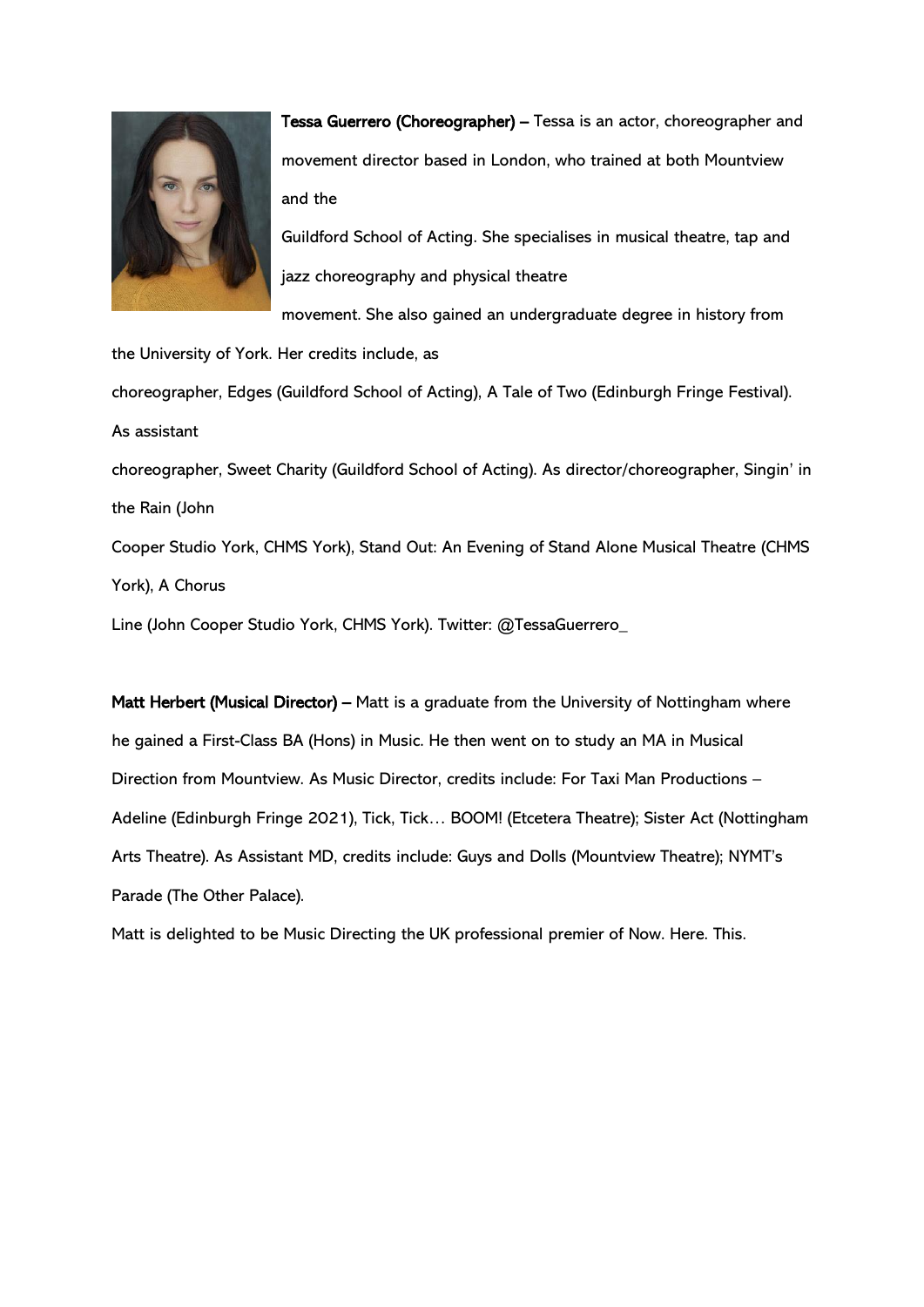**Tessa Guerrero (Choreographer)** – Tessa is an actor, choreographer and movement director based in London, who trained at both Mountview and the Guildford School of Acting. She specialises in musical theatre, tap and jazz choreography and physical theatre movement. She also gained an undergraduate degree in history from the University of York. Her credits include, as choreographer, Edges (Guildford School of Acting), A Tale of Two (Edinburgh Fringe Festival). As assistant choreographer, Sweet Charity (Guildford School of Acting). As director/choreographer, Singin' in the Rain (John Cooper Studio York, CHMS York), Stand Out: An Evening of Stand Alone Musical Theatre (CHMS York), A Chorus Line (John Cooper Studio York, CHMS York). Twitter: @TessaGuerrero_

**Matt Herbert (Musical Director)** – Matt is a graduate from the University of Nottingham where he gained a First-Class BA (Hons) in Music. He then went on to study an MA in Musical Direction from Mountview. As Music Director, credits include: For Taxi Man Productions – Adeline (Edinburgh Fringe 2021), Tick, Tick… BOOM! (Etcetera Theatre); Sister Act (Nottingham Arts Theatre). As Assistant MD, credits include: Guys and Dolls (Mountview Theatre); NYMT's Parade (The Other Palace).

Matt is delighted to be Music Directing the UK professional premier of Now. Here. This.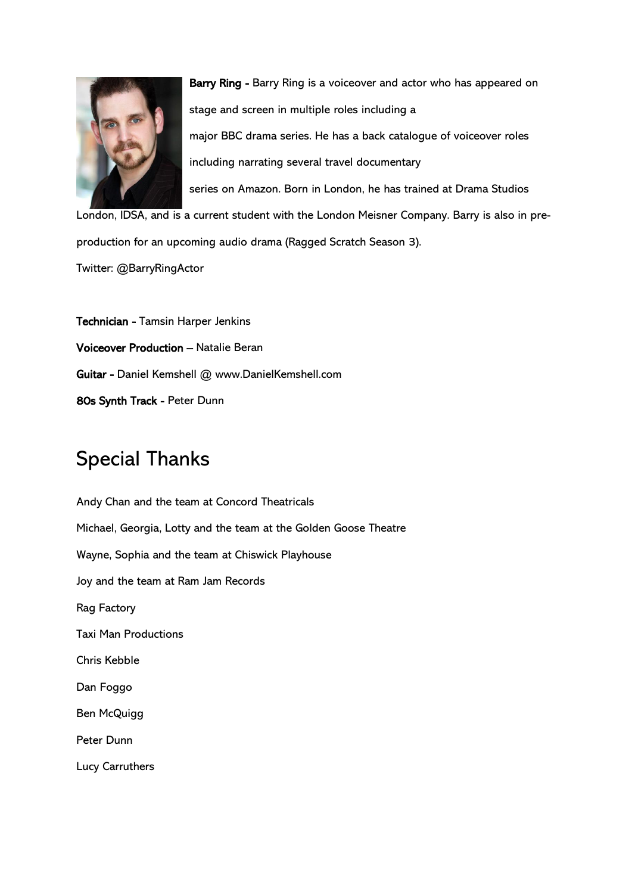**Barry Ring -** Barry Ring is a voiceover and actor who has appeared on stage and screen in multiple roles including a major BBC drama series. He has a back catalogue of voiceover roles including narrating several travel documentary series on Amazon. Born in London, he has trained at Drama Studios London, IDSA, and is a current student with the London Meisner Company. Barry is also in pre-production for an upcoming audio drama (Ragged Scratch Season 3).

Twitter: @BarryRingActor

**Technician -** Tamsin Harper Jenkins

**Voiceover Production** – Natalie Beran

**Guitar -** Daniel Kemshell @ www.DanielKemshell.com

**80s Synth Track -** Peter Dunn

## Special Thanks

Andy Chan and the team at Concord Theatricals

Michael, Georgia, Lotty and the team at the Golden Goose Theatre

Wayne, Sophia and the team at Chiswick Playhouse

Joy and the team at Ram Jam Records

Rag Factory

Taxi Man Productions

Chris Kebble

Dan Foggo

Ben McQuigg

Peter Dunn

Lucy Carruthers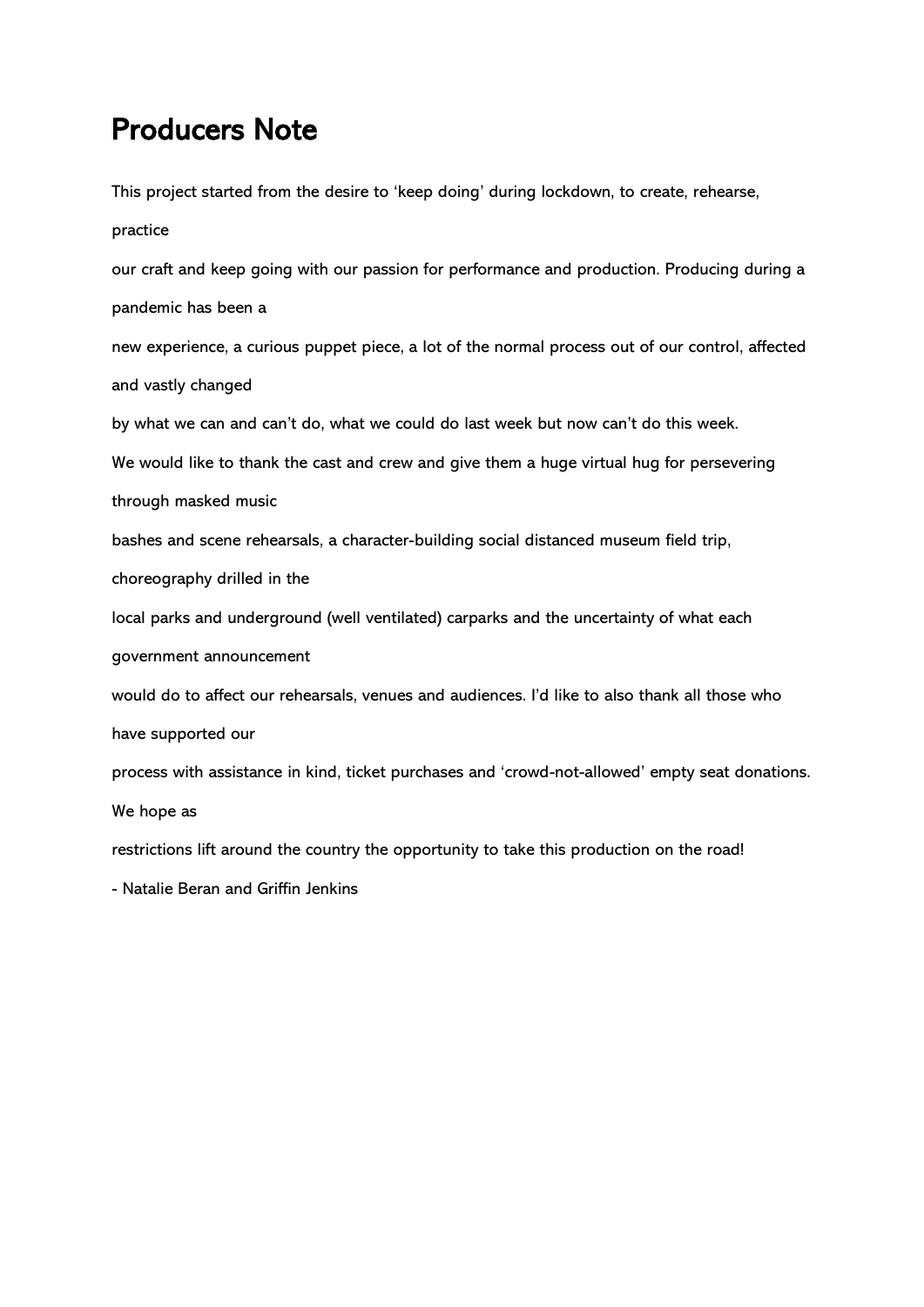# Producers Note

This project started from the desire to 'keep doing' during lockdown, to create, rehearse, practice our craft and keep going with our passion for performance and production. Producing during a pandemic has been a new experience, a curious puppet piece, a lot of the normal process out of our control, affected and vastly changed by what we can and can't do, what we could do last week but now can't do this week.

We would like to thank the cast and crew and give them a huge virtual hug for persevering through masked music bashes and scene rehearsals, a character-building social distanced museum field trip, choreography drilled in the local parks and underground (well ventilated) carparks and the uncertainty of what each government announcement would do to affect our rehearsals, venues and audiences. I'd like to also thank all those who have supported our process with assistance in kind, ticket purchases and 'crowd-not-allowed' empty seat donations.

We hope as restrictions lift around the country the opportunity to take this production on the road!

- Natalie Beran and Griffin Jenkins